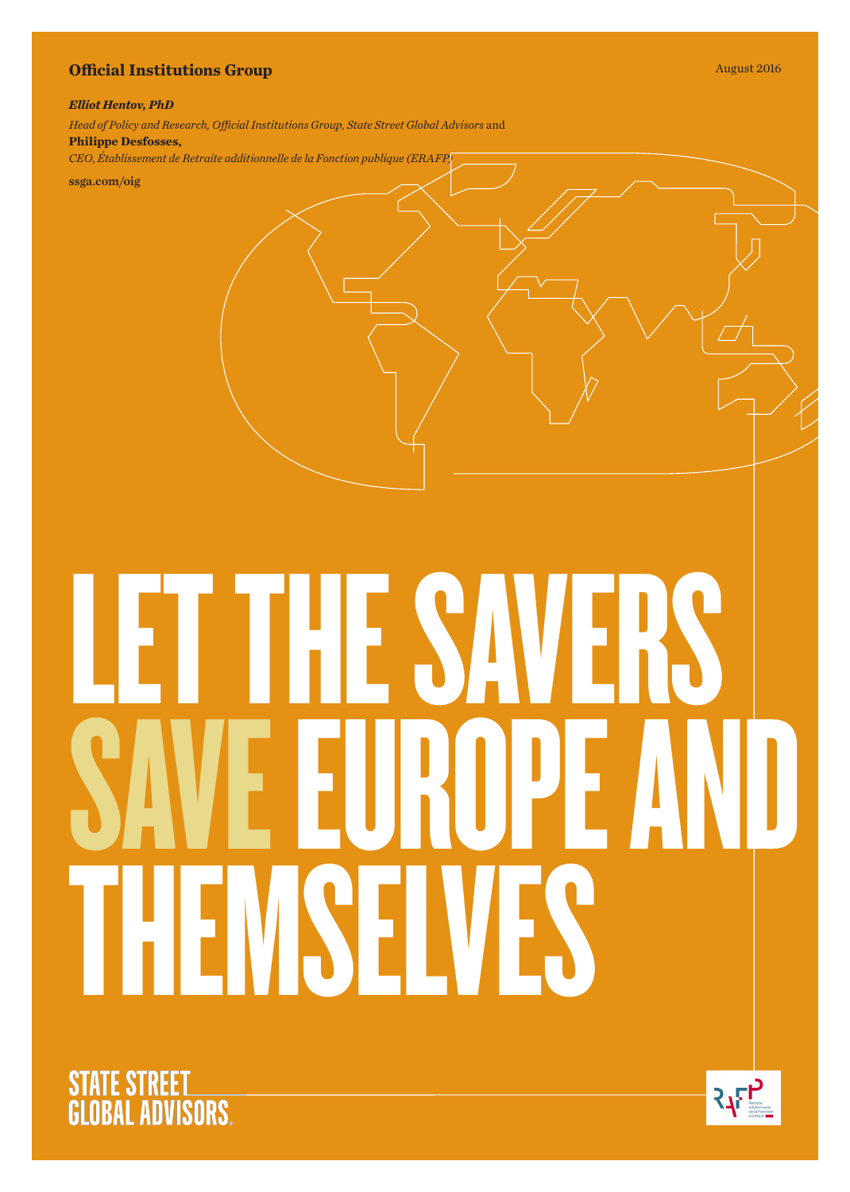**Official Institutions Group**

August 2016

***Elliot Hentov, PhD***

*Head of Policy and Research, Official Institutions Group, State Street Global Advisors* and

**Philippe Desfosses,**

*CEO, Établissement de Retraite additionnelle de la Fonction publique (ERAFP)*

**ssga.com/oig**

# LET THE SAVERS SAVE EUROPE AND THEMSELVES

STATE STREET GLOBAL ADVISORS

RAFP Retraite additionnelle de la Fonction publique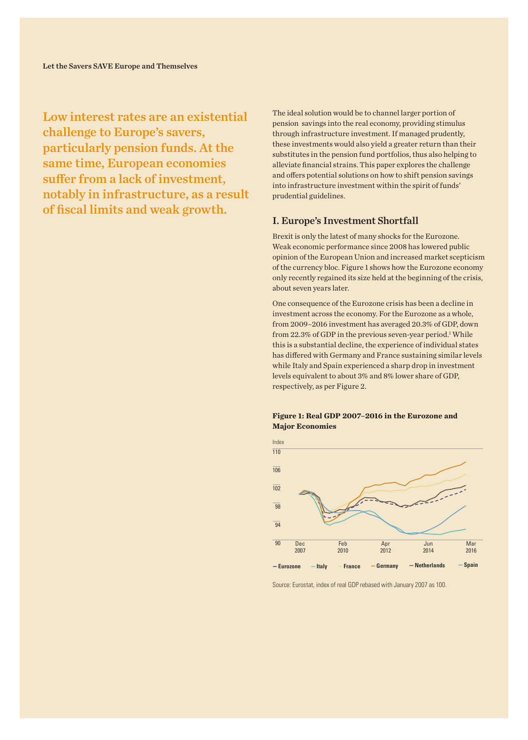**Low interest rates are an existential challenge to Europe's savers, particularly pension funds. At the same time, European economies suffer from a lack of investment, notably in infrastructure, as a result of fiscal limits and weak growth.**

The ideal solution would be to channel larger portion of pension savings into the real economy, providing stimulus through infrastructure investment. If managed prudently, these investments would also yield a greater return than their substitutes in the pension fund portfolios, thus also helping to alleviate financial strains. This paper explores the challenge and offers potential solutions on how to shift pension savings into infrastructure investment within the spirit of funds' prudential guidelines.

## I. Europe's Investment Shortfall

Brexit is only the latest of many shocks for the Eurozone. Weak economic performance since 2008 has lowered public opinion of the European Union and increased market scepticism of the currency bloc. Figure 1 shows how the Eurozone economy only recently regained its size held at the beginning of the crisis, about seven years later.

One consequence of the Eurozone crisis has been a decline in investment across the economy. For the Eurozone as a whole, from 2009–2016 investment has averaged 20.3% of GDP, down from 22.3% of GDP in the previous seven-year period.[1] While this is a substantial decline, the experience of individual states has differed with Germany and France sustaining similar levels while Italy and Spain experienced a sharp drop in investment levels equivalent to about 3% and 8% lower share of GDP, respectively, as per Figure 2.

**Figure 1: Real GDP 2007–2016 in the Eurozone and Major Economies**

Source: Eurostat, index of real GDP rebased with January 2007 as 100.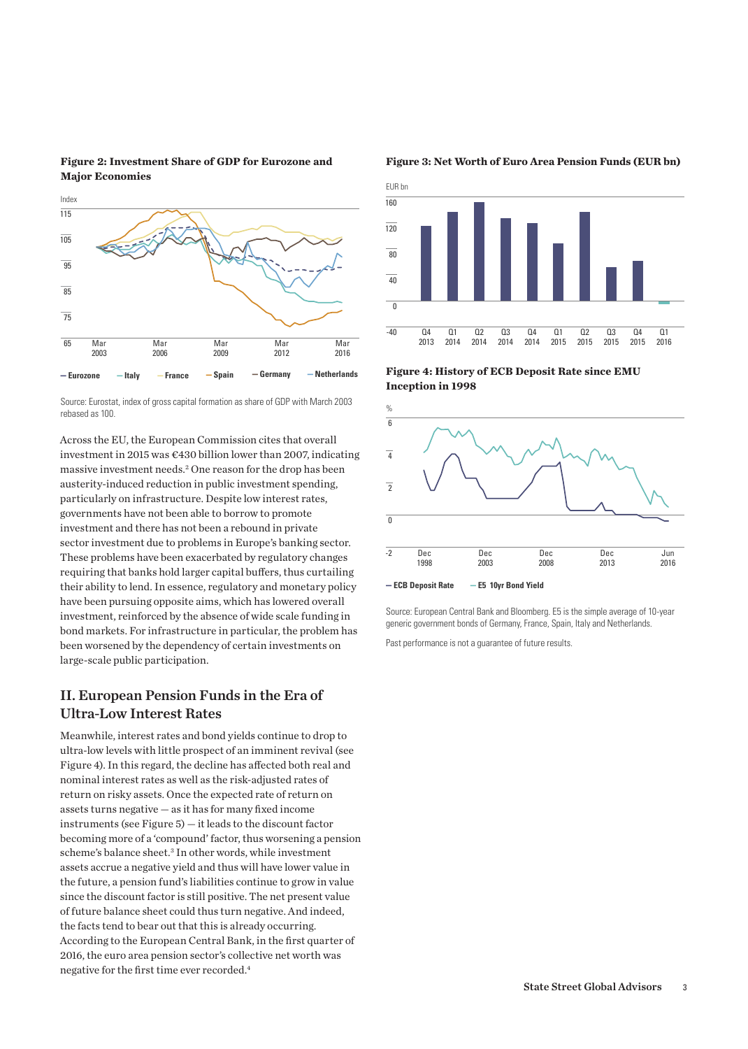**Figure 2: Investment Share of GDP for Eurozone and Major Economies**

Source: Eurostat, index of gross capital formation as share of GDP with March 2003 rebased as 100.

Across the EU, the European Commission cites that overall investment in 2015 was €430 billion lower than 2007, indicating massive investment needs.[2] One reason for the drop has been austerity-induced reduction in public investment spending, particularly on infrastructure. Despite low interest rates, governments have not been able to borrow to promote investment and there has not been a rebound in private sector investment due to problems in Europe's banking sector. These problems have been exacerbated by regulatory changes requiring that banks hold larger capital buffers, thus curtailing their ability to lend. In essence, regulatory and monetary policy have been pursuing opposite aims, which has lowered overall investment, reinforced by the absence of wide scale funding in bond markets. For infrastructure in particular, the problem has been worsened by the dependency of certain investments on large-scale public participation.

## II. European Pension Funds in the Era of Ultra-Low Interest Rates

Meanwhile, interest rates and bond yields continue to drop to ultra-low levels with little prospect of an imminent revival (see Figure 4). In this regard, the decline has affected both real and nominal interest rates as well as the risk-adjusted rates of return on risky assets. Once the expected rate of return on assets turns negative — as it has for many fixed income instruments (see Figure 5) — it leads to the discount factor becoming more of a 'compound' factor, thus worsening a pension scheme's balance sheet.[3] In other words, while investment assets accrue a negative yield and thus will have lower value in the future, a pension fund's liabilities continue to grow in value since the discount factor is still positive. The net present value of future balance sheet could thus turn negative. And indeed, the facts tend to bear out that this is already occurring. According to the European Central Bank, in the first quarter of 2016, the euro area pension sector's collective net worth was negative for the first time ever recorded.[4]

**Figure 3: Net Worth of Euro Area Pension Funds (EUR bn)**

**Figure 4: History of ECB Deposit Rate since EMU Inception in 1998**

Source: European Central Bank and Bloomberg. E5 is the simple average of 10-year generic government bonds of Germany, France, Spain, Italy and Netherlands.

Past performance is not a guarantee of future results.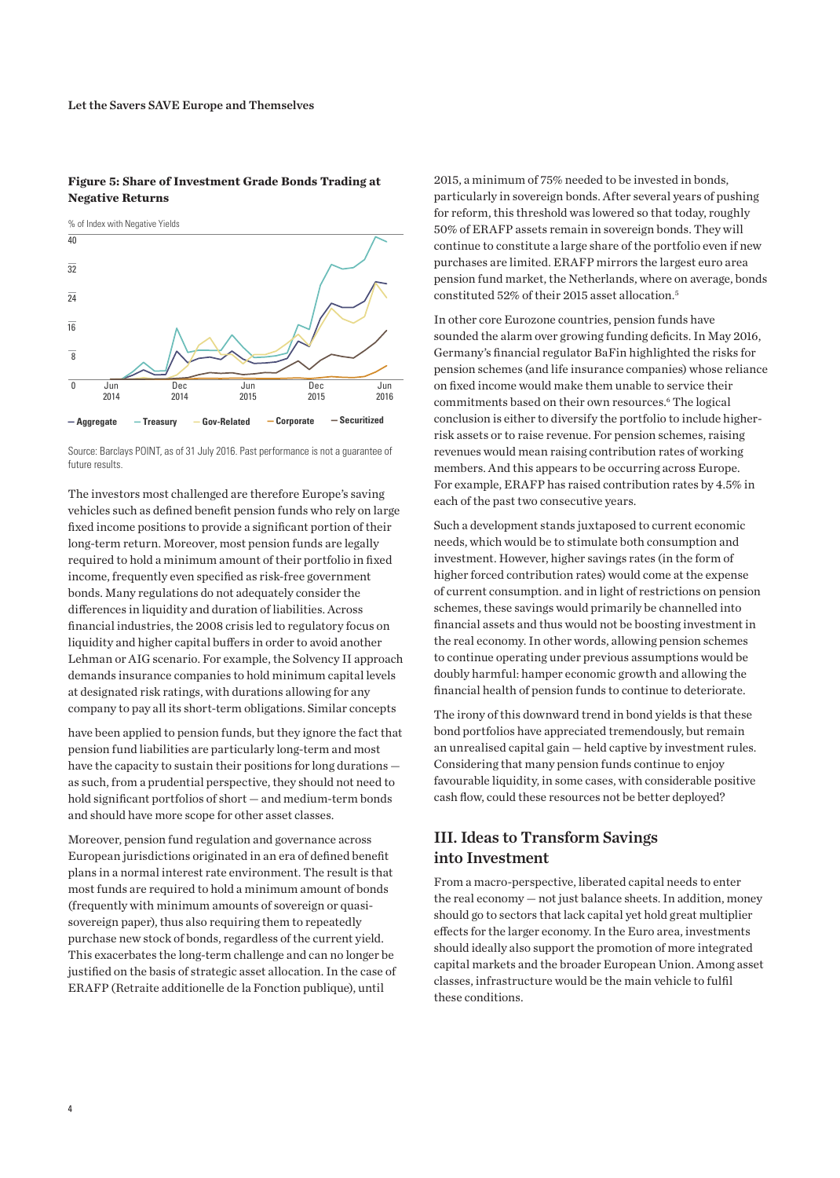**Figure 5: Share of Investment Grade Bonds Trading at Negative Returns**

% of Index with Negative Yields

— Aggregate — Treasury — Gov-Related — Corporate — Securitized

Source: Barclays POINT, as of 31 July 2016. Past performance is not a guarantee of future results.

The investors most challenged are therefore Europe's saving vehicles such as defined benefit pension funds who rely on large fixed income positions to provide a significant portion of their long-term return. Moreover, most pension funds are legally required to hold a minimum amount of their portfolio in fixed income, frequently even specified as risk-free government bonds. Many regulations do not adequately consider the differences in liquidity and duration of liabilities. Across financial industries, the 2008 crisis led to regulatory focus on liquidity and higher capital buffers in order to avoid another Lehman or AIG scenario. For example, the Solvency II approach demands insurance companies to hold minimum capital levels at designated risk ratings, with durations allowing for any company to pay all its short-term obligations. Similar concepts have been applied to pension funds, but they ignore the fact that pension fund liabilities are particularly long-term and most have the capacity to sustain their positions for long durations — as such, from a prudential perspective, they should not need to hold significant portfolios of short — and medium-term bonds and should have more scope for other asset classes.

Moreover, pension fund regulation and governance across European jurisdictions originated in an era of defined benefit plans in a normal interest rate environment. The result is that most funds are required to hold a minimum amount of bonds (frequently with minimum amounts of sovereign or quasi-sovereign paper), thus also requiring them to repeatedly purchase new stock of bonds, regardless of the current yield. This exacerbates the long-term challenge and can no longer be justified on the basis of strategic asset allocation. In the case of ERAFP (Retraite additionelle de la Fonction publique), until 2015, a minimum of 75% needed to be invested in bonds, particularly in sovereign bonds. After several years of pushing for reform, this threshold was lowered so that today, roughly 50% of ERAFP assets remain in sovereign bonds. They will continue to constitute a large share of the portfolio even if new purchases are limited. ERAFP mirrors the largest euro area pension fund market, the Netherlands, where on average, bonds constituted 52% of their 2015 asset allocation.[5]

In other core Eurozone countries, pension funds have sounded the alarm over growing funding deficits. In May 2016, Germany's financial regulator BaFin highlighted the risks for pension schemes (and life insurance companies) whose reliance on fixed income would make them unable to service their commitments based on their own resources.[6] The logical conclusion is either to diversify the portfolio to include higher-risk assets or to raise revenue. For pension schemes, raising revenues would mean raising contribution rates of working members. And this appears to be occurring across Europe. For example, ERAFP has raised contribution rates by 4.5% in each of the past two consecutive years.

Such a development stands juxtaposed to current economic needs, which would be to stimulate both consumption and investment. However, higher savings rates (in the form of higher forced contribution rates) would come at the expense of current consumption. and in light of restrictions on pension schemes, these savings would primarily be channelled into financial assets and thus would not be boosting investment in the real economy. In other words, allowing pension schemes to continue operating under previous assumptions would be doubly harmful: hamper economic growth and allowing the financial health of pension funds to continue to deteriorate.

The irony of this downward trend in bond yields is that these bond portfolios have appreciated tremendously, but remain an unrealised capital gain — held captive by investment rules. Considering that many pension funds continue to enjoy favourable liquidity, in some cases, with considerable positive cash flow, could these resources not be better deployed?

## III. Ideas to Transform Savings into Investment

From a macro-perspective, liberated capital needs to enter the real economy — not just balance sheets. In addition, money should go to sectors that lack capital yet hold great multiplier effects for the larger economy. In the Euro area, investments should ideally also support the promotion of more integrated capital markets and the broader European Union. Among asset classes, infrastructure would be the main vehicle to fulfil these conditions.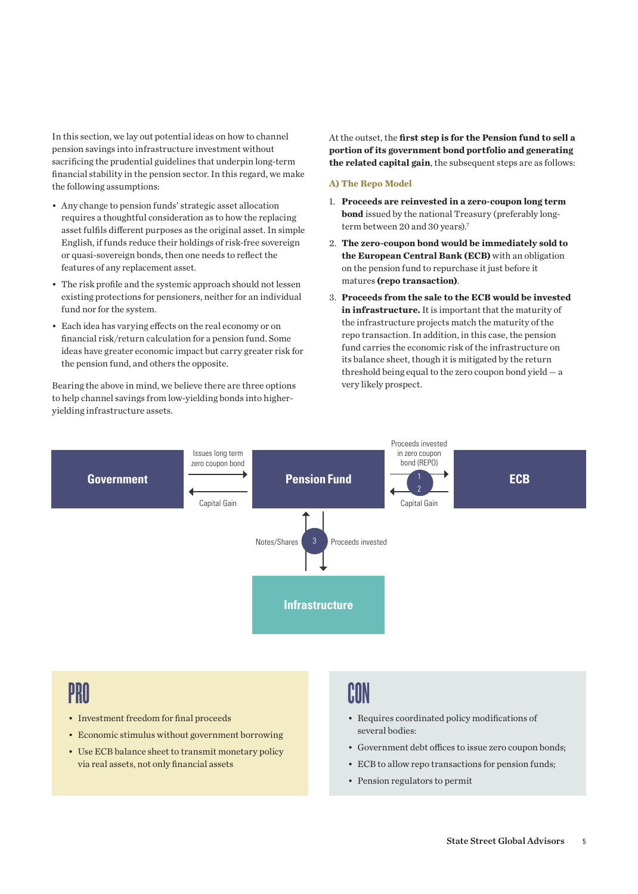In this section, we lay out potential ideas on how to channel pension savings into infrastructure investment without sacrificing the prudential guidelines that underpin long-term financial stability in the pension sector. In this regard, we make the following assumptions:

- Any change to pension funds' strategic asset allocation requires a thoughtful consideration as to how the replacing asset fulfils different purposes as the original asset. In simple English, if funds reduce their holdings of risk-free sovereign or quasi-sovereign bonds, then one needs to reflect the features of any replacement asset.
- The risk profile and the systemic approach should not lessen existing protections for pensioners, neither for an individual fund nor for the system.
- Each idea has varying effects on the real economy or on financial risk/return calculation for a pension fund. Some ideas have greater economic impact but carry greater risk for the pension fund, and others the opposite.

Bearing the above in mind, we believe there are three options to help channel savings from low-yielding bonds into higher-yielding infrastructure assets.

At the outset, the **first step is for the Pension fund to sell a portion of its government bond portfolio and generating the related capital gain**, the subsequent steps are as follows:

### A) The Repo Model

1. **Proceeds are reinvested in a zero-coupon long term bond** issued by the national Treasury (preferably long-term between 20 and 30 years).[7]
2. **The zero-coupon bond would be immediately sold to the European Central Bank (ECB)** with an obligation on the pension fund to repurchase it just before it matures **(repo transaction)**.
3. **Proceeds from the sale to the ECB would be invested in infrastructure.** It is important that the maturity of the infrastructure projects match the maturity of the repo transaction. In addition, in this case, the pension fund carries the economic risk of the infrastructure on its balance sheet, though it is mitigated by the return threshold being equal to the zero coupon bond yield — a very likely prospect.

Government → Issues long term zero coupon bond → Pension Fund; Pension Fund → Capital Gain → Government

Pension Fund → (1) Proceeds invested in zero coupon bond (REPO) → ECB; ECB → (2) Capital Gain → Pension Fund

Pension Fund → (3) Proceeds invested → Infrastructure; Infrastructure → Notes/Shares → Pension Fund

## PRO

- Investment freedom for final proceeds
- Economic stimulus without government borrowing
- Use ECB balance sheet to transmit monetary policy via real assets, not only financial assets

## CON

- Requires coordinated policy modifications of several bodies:
- Government debt offices to issue zero coupon bonds;
- ECB to allow repo transactions for pension funds;
- Pension regulators to permit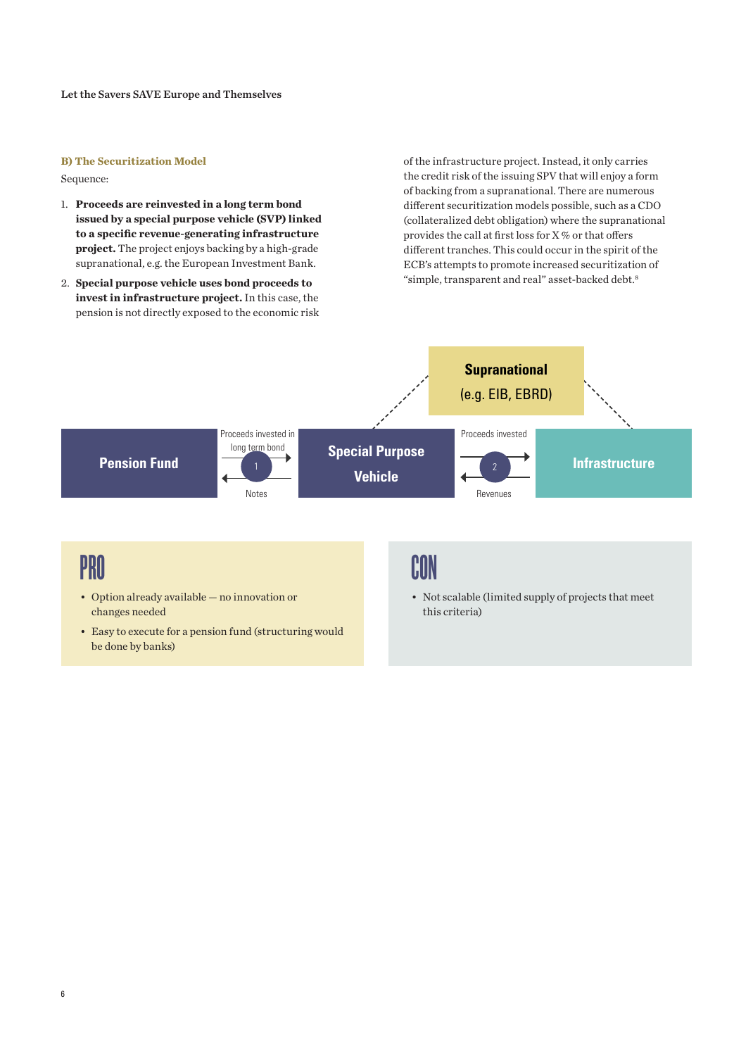## B) The Securitization Model

Sequence:

1. **Proceeds are reinvested in a long term bond issued by a special purpose vehicle (SVP) linked to a specific revenue-generating infrastructure project.** The project enjoys backing by a high-grade supranational, e.g. the European Investment Bank.
2. **Special purpose vehicle uses bond proceeds to invest in infrastructure project.** In this case, the pension is not directly exposed to the economic risk of the infrastructure project. Instead, it only carries the credit risk of the issuing SPV that will enjoy a form of backing from a supranational. There are numerous different securitization models possible, such as a CDO (collateralized debt obligation) where the supranational provides the call at first loss for X % or that offers different tranches. This could occur in the spirit of the ECB's attempts to promote increased securitization of "simple, transparent and real" asset-backed debt.[8]

Supranational (e.g. EIB, EBRD)

Pension Fund — Proceeds invested in long term bond (1) / Notes — Special Purpose Vehicle — Proceeds invested (2) / Revenues — Infrastructure

### PRO

- Option already available — no innovation or changes needed
- Easy to execute for a pension fund (structuring would be done by banks)

### CON

- Not scalable (limited supply of projects that meet this criteria)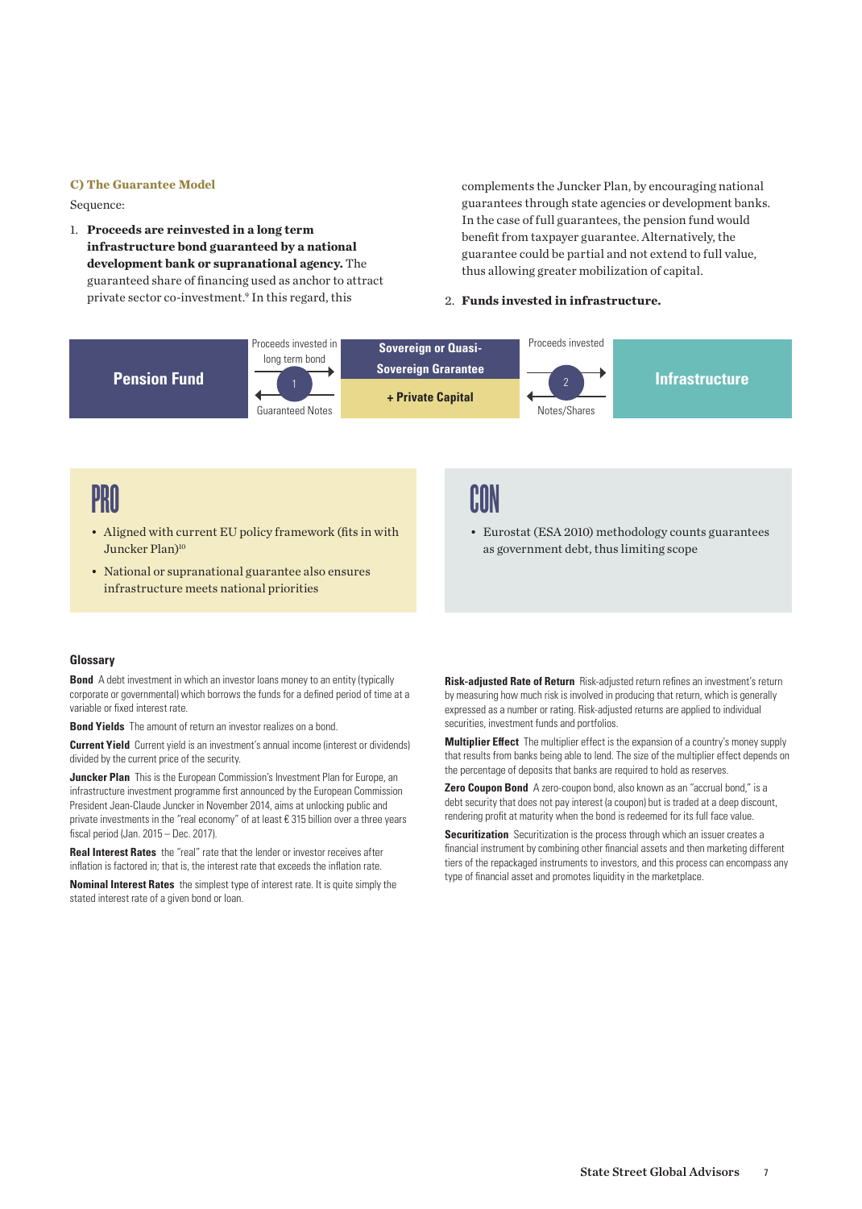### C) The Guarantee Model

Sequence:

1. **Proceeds are reinvested in a long term infrastructure bond guaranteed by a national development bank or supranational agency.** The guaranteed share of financing used as anchor to attract private sector co-investment.[9] In this regard, this complements the Juncker Plan, by encouraging national guarantees through state agencies or development banks. In the case of full guarantees, the pension fund would benefit from taxpayer guarantee. Alternatively, the guarantee could be partial and not extend to full value, thus allowing greater mobilization of capital.

2. **Funds invested in infrastructure.**

Pension Fund → (1) Proceeds invested in long term bond → Sovereign or Quasi-Sovereign Grarantee + Private Capital → (2) Proceeds invested → Infrastructure

Infrastructure → Notes/Shares → Sovereign or Quasi-Sovereign Grarantee + Private Capital → Guaranteed Notes → Pension Fund

## PRO

- Aligned with current EU policy framework (fits in with Juncker Plan)[10]
- National or supranational guarantee also ensures infrastructure meets national priorities

## CON

- Eurostat (ESA 2010) methodology counts guarantees as government debt, thus limiting scope

### Glossary

**Bond** A debt investment in which an investor loans money to an entity (typically corporate or governmental) which borrows the funds for a defined period of time at a variable or fixed interest rate.

**Bond Yields** The amount of return an investor realizes on a bond.

**Current Yield** Current yield is an investment's annual income (interest or dividends) divided by the current price of the security.

**Juncker Plan** This is the European Commission's Investment Plan for Europe, an infrastructure investment programme first announced by the European Commission President Jean-Claude Juncker in November 2014, aims at unlocking public and private investments in the "real economy" of at least € 315 billion over a three years fiscal period (Jan. 2015 – Dec. 2017).

**Real Interest Rates** the "real" rate that the lender or investor receives after inflation is factored in; that is, the interest rate that exceeds the inflation rate.

**Nominal Interest Rates** the simplest type of interest rate. It is quite simply the stated interest rate of a given bond or loan.

**Risk-adjusted Rate of Return** Risk-adjusted return refines an investment's return by measuring how much risk is involved in producing that return, which is generally expressed as a number or rating. Risk-adjusted returns are applied to individual securities, investment funds and portfolios.

**Multiplier Effect** The multiplier effect is the expansion of a country's money supply that results from banks being able to lend. The size of the multiplier effect depends on the percentage of deposits that banks are required to hold as reserves.

**Zero Coupon Bond** A zero-coupon bond, also known as an "accrual bond," is a debt security that does not pay interest (a coupon) but is traded at a deep discount, rendering profit at maturity when the bond is redeemed for its full face value.

**Securitization** Securitization is the process through which an issuer creates a financial instrument by combining other financial assets and then marketing different tiers of the repackaged instruments to investors, and this process can encompass any type of financial asset and promotes liquidity in the marketplace.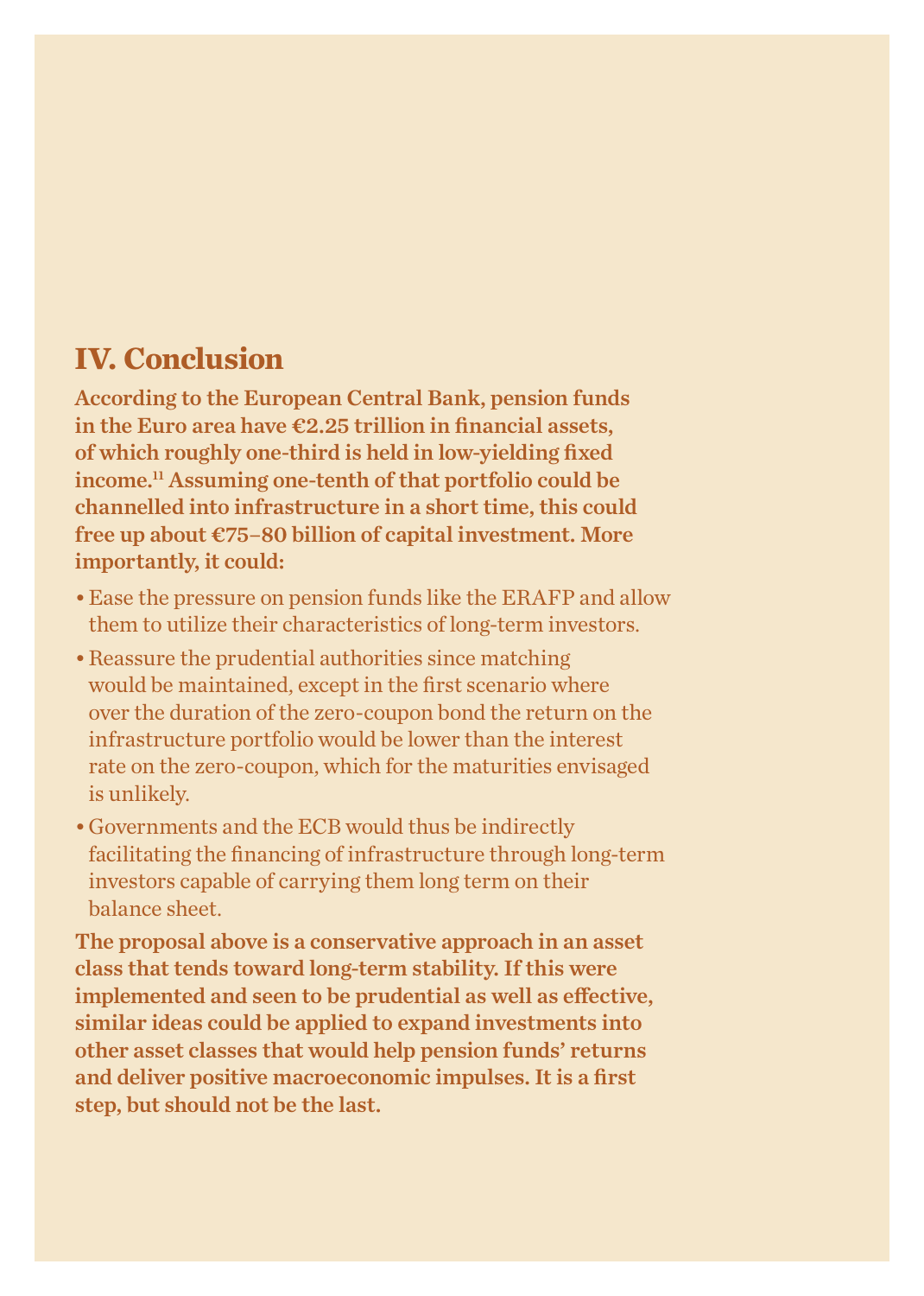## IV. Conclusion

**According to the European Central Bank, pension funds in the Euro area have €2.25 trillion in financial assets, of which roughly one-third is held in low-yielding fixed income.[11] Assuming one-tenth of that portfolio could be channelled into infrastructure in a short time, this could free up about €75–80 billion of capital investment. More importantly, it could:**

- Ease the pressure on pension funds like the ERAFP and allow them to utilize their characteristics of long-term investors.
- Reassure the prudential authorities since matching would be maintained, except in the first scenario where over the duration of the zero-coupon bond the return on the infrastructure portfolio would be lower than the interest rate on the zero-coupon, which for the maturities envisaged is unlikely.
- Governments and the ECB would thus be indirectly facilitating the financing of infrastructure through long-term investors capable of carrying them long term on their balance sheet.

**The proposal above is a conservative approach in an asset class that tends toward long-term stability. If this were implemented and seen to be prudential as well as effective, similar ideas could be applied to expand investments into other asset classes that would help pension funds' returns and deliver positive macroeconomic impulses. It is a first step, but should not be the last.**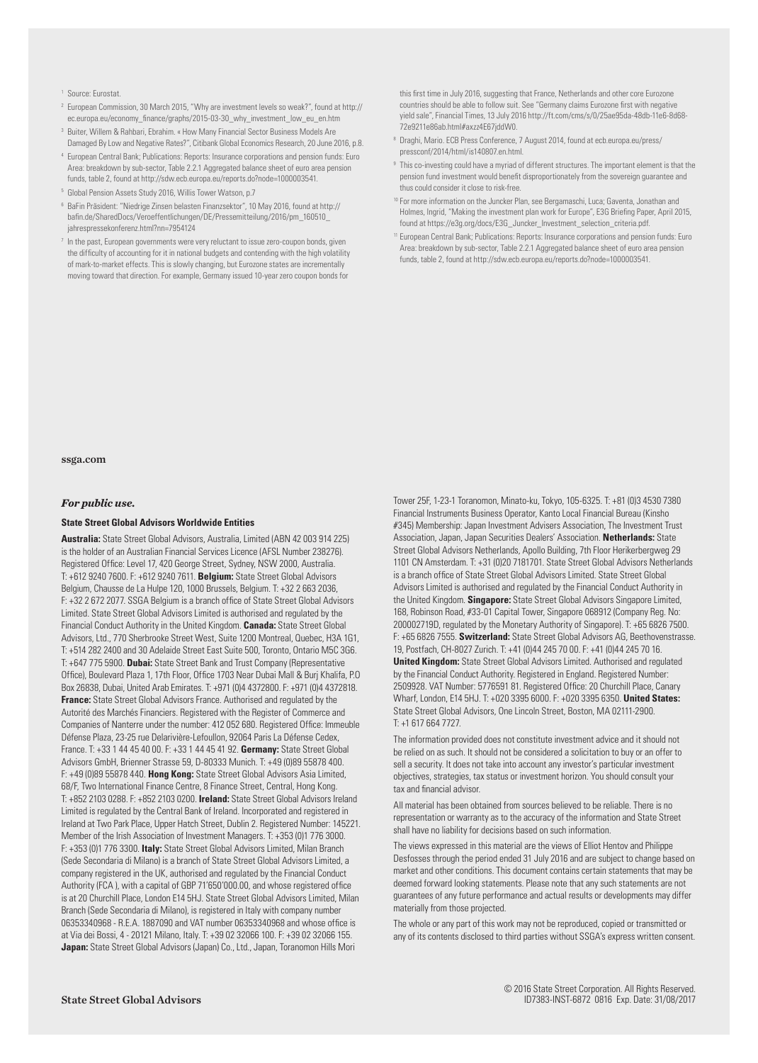[1] Source: Eurostat.

[2] European Commission, 30 March 2015, "Why are investment levels so weak?", found at http://ec.europa.eu/economy_finance/graphs/2015-03-30_why_investment_low_eu_en.htm

[3] Buiter, Willem & Rahbari, Ebrahim. « How Many Financial Sector Business Models Are Damaged By Low and Negative Rates?", Citibank Global Economics Research, 20 June 2016, p.8.

[4] European Central Bank; Publications: Reports: Insurance corporations and pension funds: Euro Area: breakdown by sub-sector, Table 2.2.1 Aggregated balance sheet of euro area pension funds, table 2, found at http://sdw.ecb.europa.eu/reports.do?node=1000003541.

[5] Global Pension Assets Study 2016, Willis Tower Watson, p.7

[6] BaFin Präsident: "Niedrige Zinsen belasten Finanzsektor", 10 May 2016, found at http://bafin.de/SharedDocs/Veroeffentlichungen/DE/Pressemitteilung/2016/pm_160510_jahrespressekonferenz.html?nn=7954124

[7] In the past, European governments were very reluctant to issue zero-coupon bonds, given the difficulty of accounting for it in national budgets and contending with the high volatility of mark-to-market effects. This is slowly changing, but Eurozone states are incrementally moving toward that direction. For example, Germany issued 10-year zero coupon bonds for this first time in July 2016, suggesting that France, Netherlands and other core Eurozone countries should be able to follow suit. See "Germany claims Eurozone first with negative yield sale", Financial Times, 13 July 2016 http://ft.com/cms/s/0/25ae95da-48db-11e6-8d68-72e9211e86ab.html#axzz4E67jddW0.

[8] Draghi, Mario. ECB Press Conference, 7 August 2014, found at ecb.europa.eu/press/pressconf/2014/html/is140807.en.html.

[9] This co-investing could have a myriad of different structures. The important element is that the pension fund investment would benefit disproportionately from the sovereign guarantee and thus could consider it close to risk-free.

[10] For more information on the Juncker Plan, see Bergamaschi, Luca; Gaventa, Jonathan and Holmes, Ingrid, "Making the investment plan work for Europe", E3G Briefing Paper, April 2015, found at https://e3g.org/docs/E3G_Juncker_Investment_selection_criteria.pdf.

[11] European Central Bank; Publications: Reports: Insurance corporations and pension funds: Euro Area: breakdown by sub-sector, Table 2.2.1 Aggregated balance sheet of euro area pension funds, table 2, found at http://sdw.ecb.europa.eu/reports.do?node=1000003541.

**ssga.com**

***For public use.***

**State Street Global Advisors Worldwide Entities**

**Australia:** State Street Global Advisors, Australia, Limited (ABN 42 003 914 225) is the holder of an Australian Financial Services Licence (AFSL Number 238276). Registered Office: Level 17, 420 George Street, Sydney, NSW 2000, Australia. T: +612 9240 7600. F: +612 9240 7611. **Belgium:** State Street Global Advisors Belgium, Chausse de La Hulpe 120, 1000 Brussels, Belgium. T: +32 2 663 2036, F: +32 2 672 2077. SSGA Belgium is a branch office of State Street Global Advisors Limited. State Street Global Advisors Limited is authorised and regulated by the Financial Conduct Authority in the United Kingdom. **Canada:** State Street Global Advisors, Ltd., 770 Sherbrooke Street West, Suite 1200 Montreal, Quebec, H3A 1G1, T: +514 282 2400 and 30 Adelaide Street East Suite 500, Toronto, Ontario M5C 3G6. T: +647 775 5900. **Dubai:** State Street Bank and Trust Company (Representative Office), Boulevard Plaza 1, 17th Floor, Office 1703 Near Dubai Mall & Burj Khalifa, P.O Box 26838, Dubai, United Arab Emirates. T: +971 (0)4 4372800. F: +971 (0)4 4372818. **France:** State Street Global Advisors France. Authorised and regulated by the Autorité des Marchés Financiers. Registered with the Register of Commerce and Companies of Nanterre under the number: 412 052 680. Registered Office: Immeuble Défense Plaza, 23-25 rue Delarivière-Lefoullon, 92064 Paris La Défense Cedex, France. T: +33 1 44 45 40 00. F: +33 1 44 45 41 92. **Germany:** State Street Global Advisors GmbH, Brienner Strasse 59, D-80333 Munich. T: +49 (0)89 55878 400. F: +49 (0)89 55878 440. **Hong Kong:** State Street Global Advisors Asia Limited, 68/F, Two International Finance Centre, 8 Finance Street, Central, Hong Kong. T: +852 2103 0288. F: +852 2103 0200. **Ireland:** State Street Global Advisors Ireland Limited is regulated by the Central Bank of Ireland. Incorporated and registered in Ireland at Two Park Place, Upper Hatch Street, Dublin 2. Registered Number: 145221. Member of the Irish Association of Investment Managers. T: +353 (0)1 776 3000. F: +353 (0)1 776 3300. **Italy:** State Street Global Advisors Limited, Milan Branch (Sede Secondaria di Milano) is a branch of State Street Global Advisors Limited, a company registered in the UK, authorised and regulated by the Financial Conduct Authority (FCA ), with a capital of GBP 71'650'000.00, and whose registered office is at 20 Churchill Place, London E14 5HJ. State Street Global Advisors Limited, Milan Branch (Sede Secondaria di Milano), is registered in Italy with company number 06353340968 - R.E.A. 1887090 and VAT number 06353340968 and whose office is at Via dei Bossi, 4 - 20121 Milano, Italy. T: +39 02 32066 100. F: +39 02 32066 155. **Japan:** State Street Global Advisors (Japan) Co., Ltd., Japan, Toranomon Hills Mori Tower 25F, 1-23-1 Toranomon, Minato-ku, Tokyo, 105-6325. T: +81 (0)3 4530 7380 Financial Instruments Business Operator, Kanto Local Financial Bureau (Kinsho #345) Membership: Japan Investment Advisers Association, The Investment Trust Association, Japan, Japan Securities Dealers' Association. **Netherlands:** State Street Global Advisors Netherlands, Apollo Building, 7th Floor Herikerbergweg 29 1101 CN Amsterdam. T: +31 (0)20 7181701. State Street Global Advisors Netherlands is a branch office of State Street Global Advisors Limited. State Street Global Advisors Limited is authorised and regulated by the Financial Conduct Authority in the United Kingdom. **Singapore:** State Street Global Advisors Singapore Limited, 168, Robinson Road, #33-01 Capital Tower, Singapore 068912 (Company Reg. No: 200002719D, regulated by the Monetary Authority of Singapore). T: +65 6826 7500. F: +65 6826 7555. **Switzerland:** State Street Global Advisors AG, Beethovenstrasse. 19, Postfach, CH-8027 Zurich. T: +41 (0)44 245 70 00. F: +41 (0)44 245 70 16. **United Kingdom:** State Street Global Advisors Limited. Authorised and regulated by the Financial Conduct Authority. Registered in England. Registered Number: 2509928. VAT Number: 5776591 81. Registered Office: 20 Churchill Place, Canary Wharf, London, E14 5HJ. T: +020 3395 6000. F: +020 3395 6350. **United States:** State Street Global Advisors, One Lincoln Street, Boston, MA 02111-2900. T: +1 617 664 7727.

The information provided does not constitute investment advice and it should not be relied on as such. It should not be considered a solicitation to buy or an offer to sell a security. It does not take into account any investor's particular investment objectives, strategies, tax status or investment horizon. You should consult your tax and financial advisor.

All material has been obtained from sources believed to be reliable. There is no representation or warranty as to the accuracy of the information and State Street shall have no liability for decisions based on such information.

The views expressed in this material are the views of Elliot Hentov and Philippe Desfosses through the period ended 31 July 2016 and are subject to change based on market and other conditions. This document contains certain statements that may be deemed forward looking statements. Please note that any such statements are not guarantees of any future performance and actual results or developments may differ materially from those projected.

The whole or any part of this work may not be reproduced, copied or transmitted or any of its contents disclosed to third parties without SSGA's express written consent.

**State Street Global Advisors**

© 2016 State Street Corporation. All Rights Reserved.
ID7383-INST-6872 0816 Exp. Date: 31/08/2017